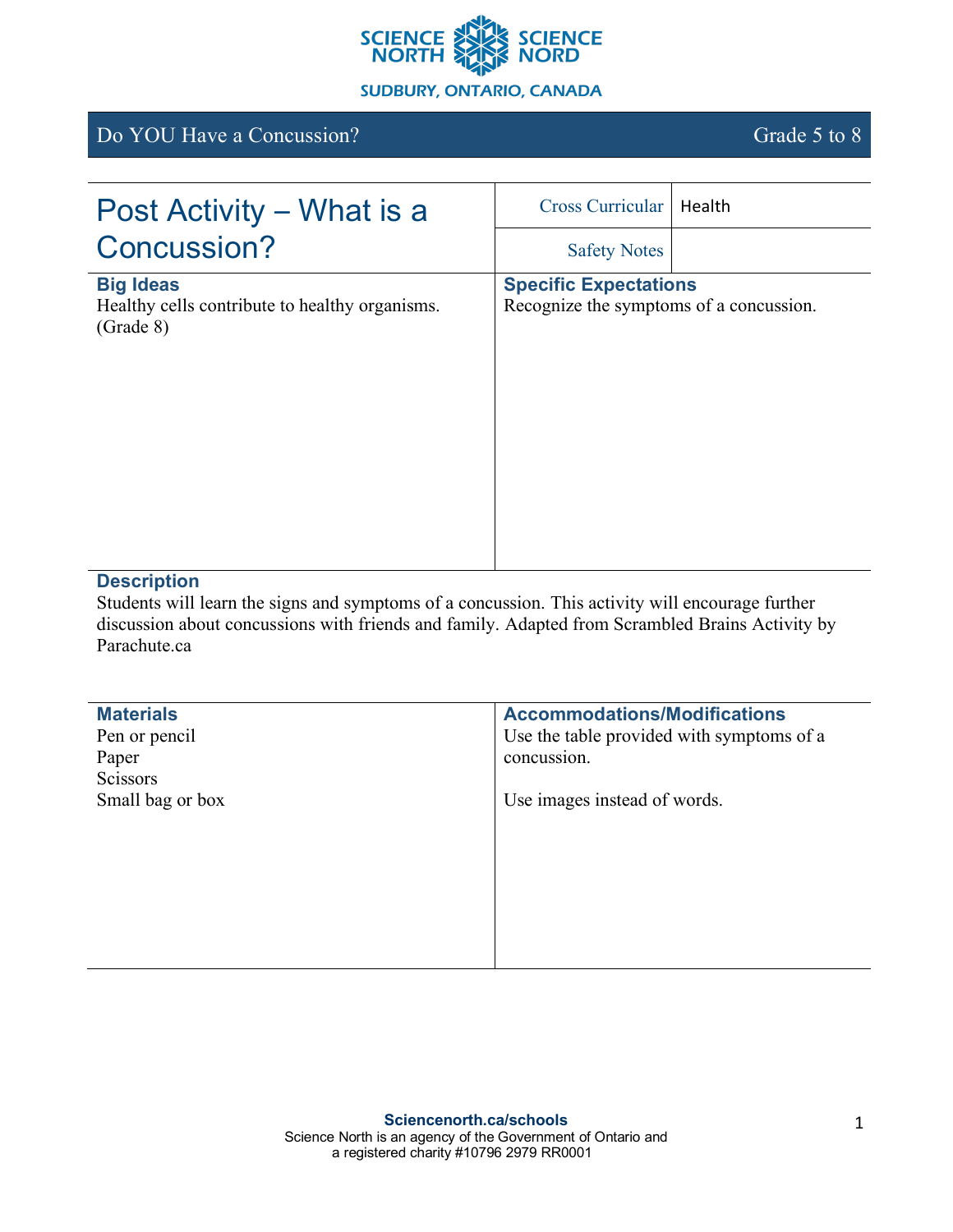Do YOU Have a Concussion? — Grade 5 to 8

# Post Activity – What is a Concussion?

| | |
|---|---|
| Cross Curricular | Health |
| Safety Notes | |

## Big Ideas

Healthy cells contribute to healthy organisms. (Grade 8)

## Specific Expectations

Recognize the symptoms of a concussion.

## Description

Students will learn the signs and symptoms of a concussion. This activity will encourage further discussion about concussions with friends and family. Adapted from Scrambled Brains Activity by Parachute.ca

## Materials

Pen or pencil
Paper
Scissors
Small bag or box

## Accommodations/Modifications

Use the table provided with symptoms of a concussion.

Use images instead of words.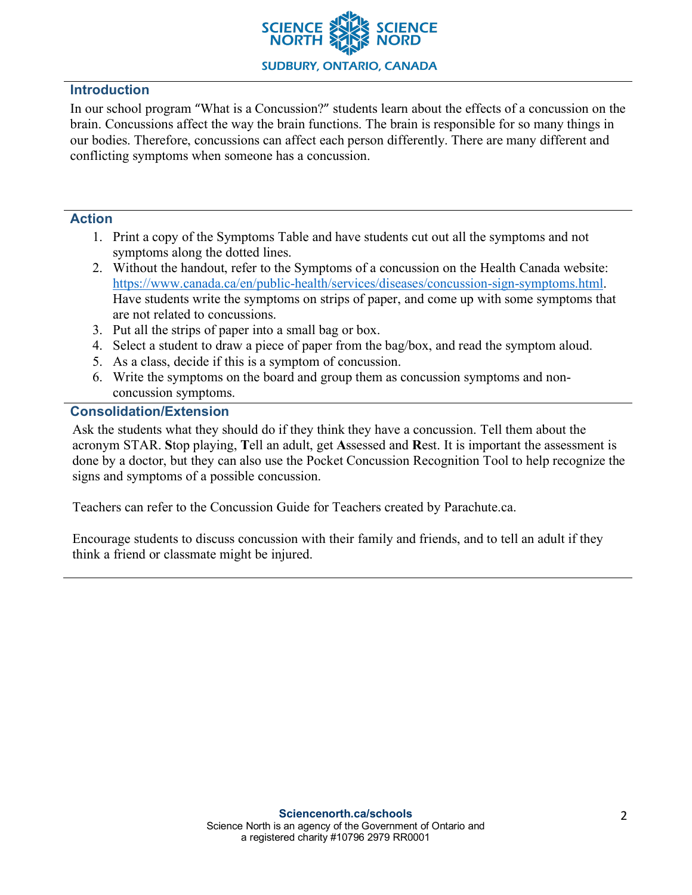## Introduction

In our school program "What is a Concussion?" students learn about the effects of a concussion on the brain. Concussions affect the way the brain functions. The brain is responsible for so many things in our bodies. Therefore, concussions can affect each person differently. There are many different and conflicting symptoms when someone has a concussion.

## Action

1. Print a copy of the Symptoms Table and have students cut out all the symptoms and not symptoms along the dotted lines.
2. Without the handout, refer to the Symptoms of a concussion on the Health Canada website: https://www.canada.ca/en/public-health/services/diseases/concussion-sign-symptoms.html. Have students write the symptoms on strips of paper, and come up with some symptoms that are not related to concussions.
3. Put all the strips of paper into a small bag or box.
4. Select a student to draw a piece of paper from the bag/box, and read the symptom aloud.
5. As a class, decide if this is a symptom of concussion.
6. Write the symptoms on the board and group them as concussion symptoms and non-concussion symptoms.

## Consolidation/Extension

Ask the students what they should do if they think they have a concussion. Tell them about the acronym STAR. **S**top playing, **T**ell an adult, get **A**ssessed and **R**est. It is important the assessment is done by a doctor, but they can also use the Pocket Concussion Recognition Tool to help recognize the signs and symptoms of a possible concussion.

Teachers can refer to the Concussion Guide for Teachers created by Parachute.ca.

Encourage students to discuss concussion with their family and friends, and to tell an adult if they think a friend or classmate might be injured.